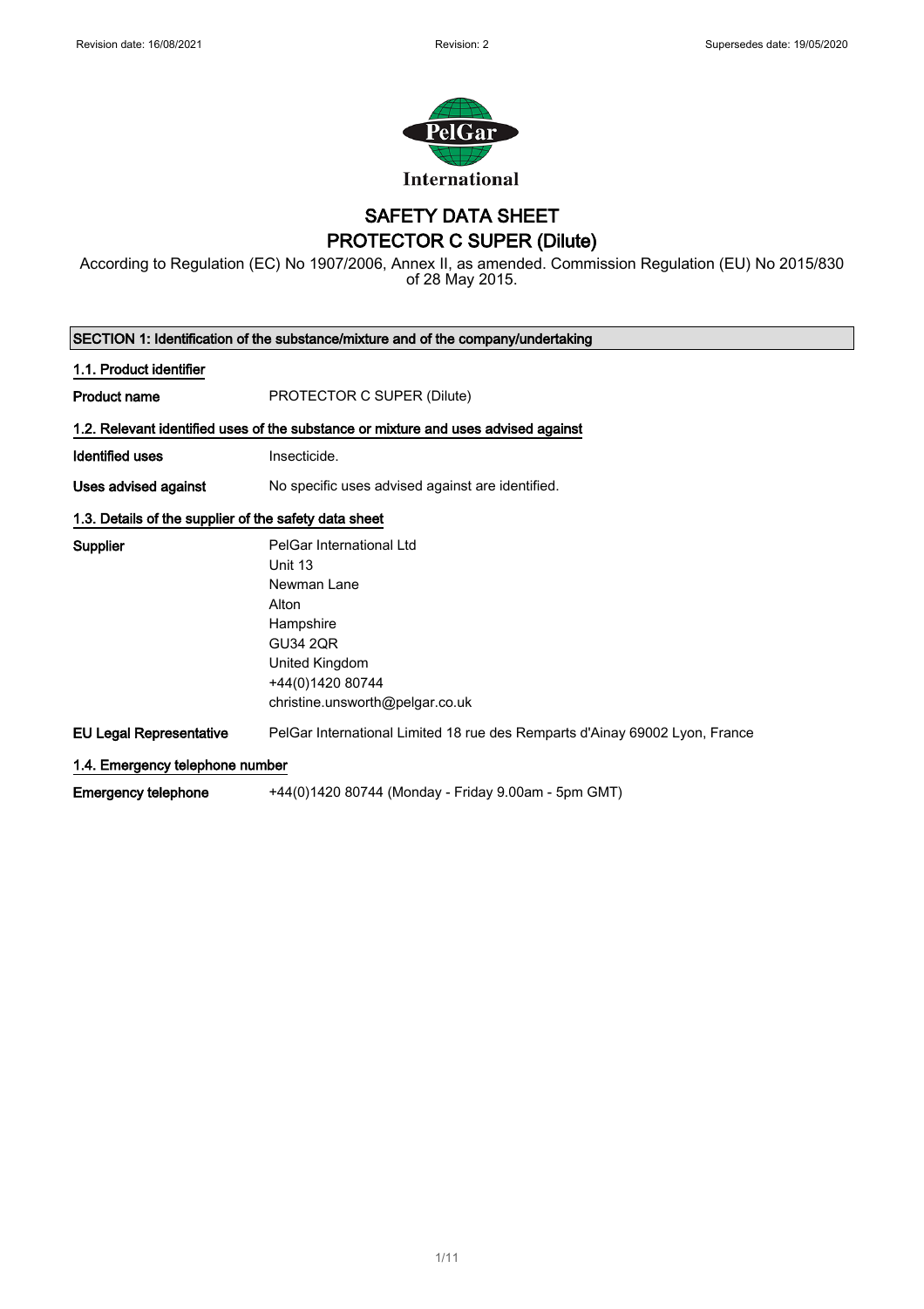Revision date: 16/08/2021 | Revision: 2 | Supersedes date: 19/05/2020

International

# SAFETY DATA SHEET
# PROTECTOR C SUPER (Dilute)

According to Regulation (EC) No 1907/2006, Annex II, as amended. Commission Regulation (EU) No 2015/830 of 28 May 2015.

## SECTION 1: Identification of the substance/mixture and of the company/undertaking

### 1.1. Product identifier

**Product name** PROTECTOR C SUPER (Dilute)

### 1.2. Relevant identified uses of the substance or mixture and uses advised against

**Identified uses** Insecticide.

**Uses advised against** No specific uses advised against are identified.

### 1.3. Details of the supplier of the safety data sheet

**Supplier**
PelGar International Ltd
Unit 13
Newman Lane
Alton
Hampshire
GU34 2QR
United Kingdom
+44(0)1420 80744
christine.unsworth@pelgar.co.uk

**EU Legal Representative** PelGar International Limited 18 rue des Remparts d'Ainay 69002 Lyon, France

### 1.4. Emergency telephone number

**Emergency telephone** +44(0)1420 80744 (Monday - Friday 9.00am - 5pm GMT)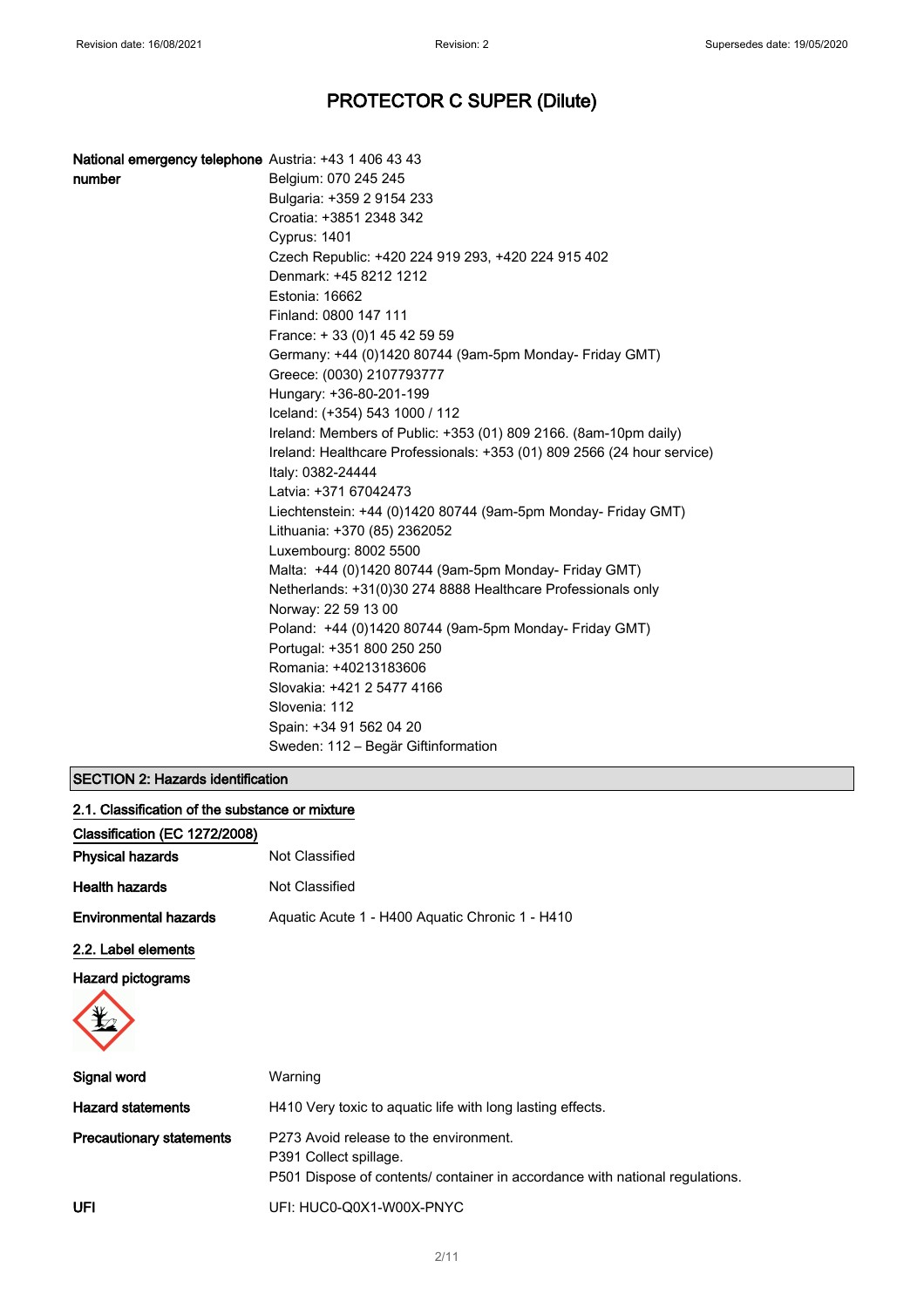# PROTECTOR C SUPER (Dilute)

| | |
|---|---|
| **National emergency telephone number** | Austria: +43 1 406 43 43<br>Belgium: 070 245 245<br>Bulgaria: +359 2 9154 233<br>Croatia: +3851 2348 342<br>Cyprus: 1401<br>Czech Republic: +420 224 919 293, +420 224 915 402<br>Denmark: +45 8212 1212<br>Estonia: 16662<br>Finland: 0800 147 111<br>France: + 33 (0)1 45 42 59 59<br>Germany: +44 (0)1420 80744 (9am-5pm Monday- Friday GMT)<br>Greece: (0030) 2107793777<br>Hungary: +36-80-201-199<br>Iceland: (+354) 543 1000 / 112<br>Ireland: Members of Public: +353 (01) 809 2166. (8am-10pm daily)<br>Ireland: Healthcare Professionals: +353 (01) 809 2566 (24 hour service)<br>Italy: 0382-24444<br>Latvia: +371 67042473<br>Liechtenstein: +44 (0)1420 80744 (9am-5pm Monday- Friday GMT)<br>Lithuania: +370 (85) 2362052<br>Luxembourg: 8002 5500<br>Malta: +44 (0)1420 80744 (9am-5pm Monday- Friday GMT)<br>Netherlands: +31(0)30 274 8888 Healthcare Professionals only<br>Norway: 22 59 13 00<br>Poland: +44 (0)1420 80744 (9am-5pm Monday- Friday GMT)<br>Portugal: +351 800 250 250<br>Romania: +40213183606<br>Slovakia: +421 2 5477 4166<br>Slovenia: 112<br>Spain: +34 91 562 04 20<br>Sweden: 112 – Begär Giftinformation |

## SECTION 2: Hazards identification

### 2.1. Classification of the substance or mixture

**Classification (EC 1272/2008)**

| | |
|---|---|
| **Physical hazards** | Not Classified |
| **Health hazards** | Not Classified |
| **Environmental hazards** | Aquatic Acute 1 - H400 Aquatic Chronic 1 - H410 |

### 2.2. Label elements

**Hazard pictograms**

| | |
|---|---|
| **Signal word** | Warning |
| **Hazard statements** | H410 Very toxic to aquatic life with long lasting effects. |
| **Precautionary statements** | P273 Avoid release to the environment.<br>P391 Collect spillage.<br>P501 Dispose of contents/ container in accordance with national regulations. |
| **UFI** | UFI: HUC0-Q0X1-W00X-PNYC |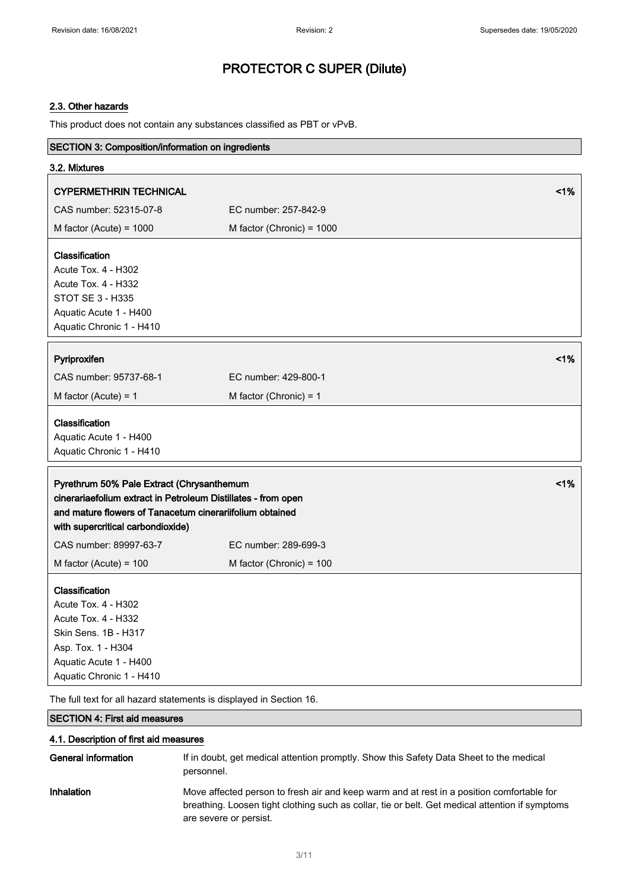# PROTECTOR C SUPER (Dilute)

### 2.3. Other hazards

This product does not contain any substances classified as PBT or vPvB.

## SECTION 3: Composition/information on ingredients

### 3.2. Mixtures

**CYPERMETHRIN TECHNICAL** <1%

| | |
|---|---|
| CAS number: 52315-07-8 | EC number: 257-842-9 |
| M factor (Acute) = 1000 | M factor (Chronic) = 1000 |

**Classification**
Acute Tox. 4 - H302
Acute Tox. 4 - H332
STOT SE 3 - H335
Aquatic Acute 1 - H400
Aquatic Chronic 1 - H410

**Pyriproxifen** <1%

| | |
|---|---|
| CAS number: 95737-68-1 | EC number: 429-800-1 |
| M factor (Acute) = 1 | M factor (Chronic) = 1 |

**Classification**
Aquatic Acute 1 - H400
Aquatic Chronic 1 - H410

**Pyrethrum 50% Pale Extract (Chrysanthemum cinerariaefolium extract in Petroleum Distillates - from open and mature flowers of Tanacetum cinerariifolium obtained with supercritical carbondioxide)** <1%

| | |
|---|---|
| CAS number: 89997-63-7 | EC number: 289-699-3 |
| M factor (Acute) = 100 | M factor (Chronic) = 100 |

**Classification**
Acute Tox. 4 - H302
Acute Tox. 4 - H332
Skin Sens. 1B - H317
Asp. Tox. 1 - H304
Aquatic Acute 1 - H400
Aquatic Chronic 1 - H410

The full text for all hazard statements is displayed in Section 16.

## SECTION 4: First aid measures

### 4.1. Description of first aid measures

**General information** If in doubt, get medical attention promptly. Show this Safety Data Sheet to the medical personnel.

**Inhalation** Move affected person to fresh air and keep warm and at rest in a position comfortable for breathing. Loosen tight clothing such as collar, tie or belt. Get medical attention if symptoms are severe or persist.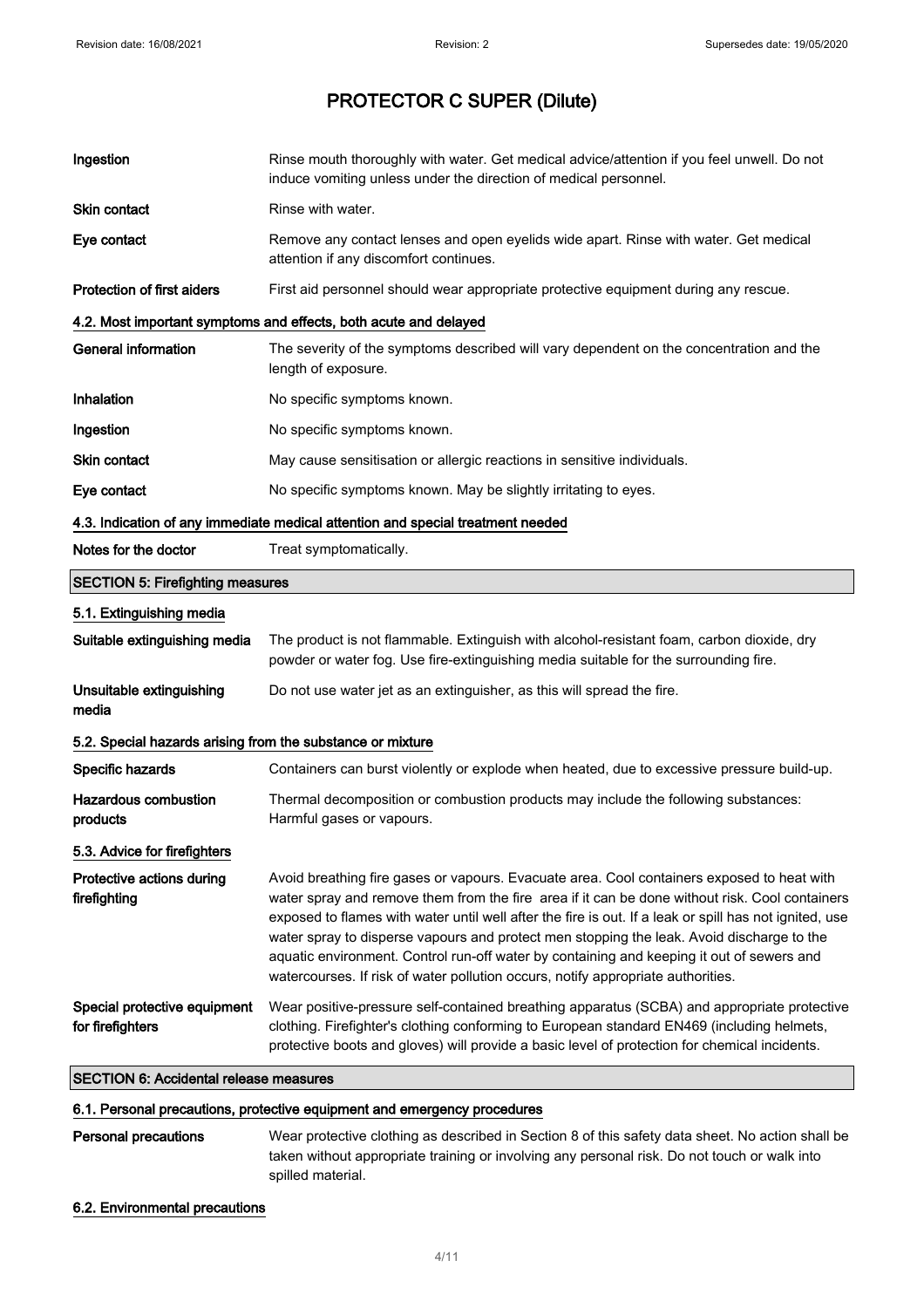| | |
|---|---|
| **Ingestion** | Rinse mouth thoroughly with water. Get medical advice/attention if you feel unwell. Do not induce vomiting unless under the direction of medical personnel. |
| **Skin contact** | Rinse with water. |
| **Eye contact** | Remove any contact lenses and open eyelids wide apart. Rinse with water. Get medical attention if any discomfort continues. |
| **Protection of first aiders** | First aid personnel should wear appropriate protective equipment during any rescue. |

### 4.2. Most important symptoms and effects, both acute and delayed

| | |
|---|---|
| **General information** | The severity of the symptoms described will vary dependent on the concentration and the length of exposure. |
| **Inhalation** | No specific symptoms known. |
| **Ingestion** | No specific symptoms known. |
| **Skin contact** | May cause sensitisation or allergic reactions in sensitive individuals. |
| **Eye contact** | No specific symptoms known. May be slightly irritating to eyes. |

### 4.3. Indication of any immediate medical attention and special treatment needed

| | |
|---|---|
| **Notes for the doctor** | Treat symptomatically. |

## SECTION 5: Firefighting measures

### 5.1. Extinguishing media

| | |
|---|---|
| **Suitable extinguishing media** | The product is not flammable. Extinguish with alcohol-resistant foam, carbon dioxide, dry powder or water fog. Use fire-extinguishing media suitable for the surrounding fire. |
| **Unsuitable extinguishing media** | Do not use water jet as an extinguisher, as this will spread the fire. |

### 5.2. Special hazards arising from the substance or mixture

| | |
|---|---|
| **Specific hazards** | Containers can burst violently or explode when heated, due to excessive pressure build-up. |
| **Hazardous combustion products** | Thermal decomposition or combustion products may include the following substances: Harmful gases or vapours. |

### 5.3. Advice for firefighters

| | |
|---|---|
| **Protective actions during firefighting** | Avoid breathing fire gases or vapours. Evacuate area. Cool containers exposed to heat with water spray and remove them from the fire area if it can be done without risk. Cool containers exposed to flames with water until well after the fire is out. If a leak or spill has not ignited, use water spray to disperse vapours and protect men stopping the leak. Avoid discharge to the aquatic environment. Control run-off water by containing and keeping it out of sewers and watercourses. If risk of water pollution occurs, notify appropriate authorities. |
| **Special protective equipment for firefighters** | Wear positive-pressure self-contained breathing apparatus (SCBA) and appropriate protective clothing. Firefighter's clothing conforming to European standard EN469 (including helmets, protective boots and gloves) will provide a basic level of protection for chemical incidents. |

## SECTION 6: Accidental release measures

### 6.1. Personal precautions, protective equipment and emergency procedures

| | |
|---|---|
| **Personal precautions** | Wear protective clothing as described in Section 8 of this safety data sheet. No action shall be taken without appropriate training or involving any personal risk. Do not touch or walk into spilled material. |

### 6.2. Environmental precautions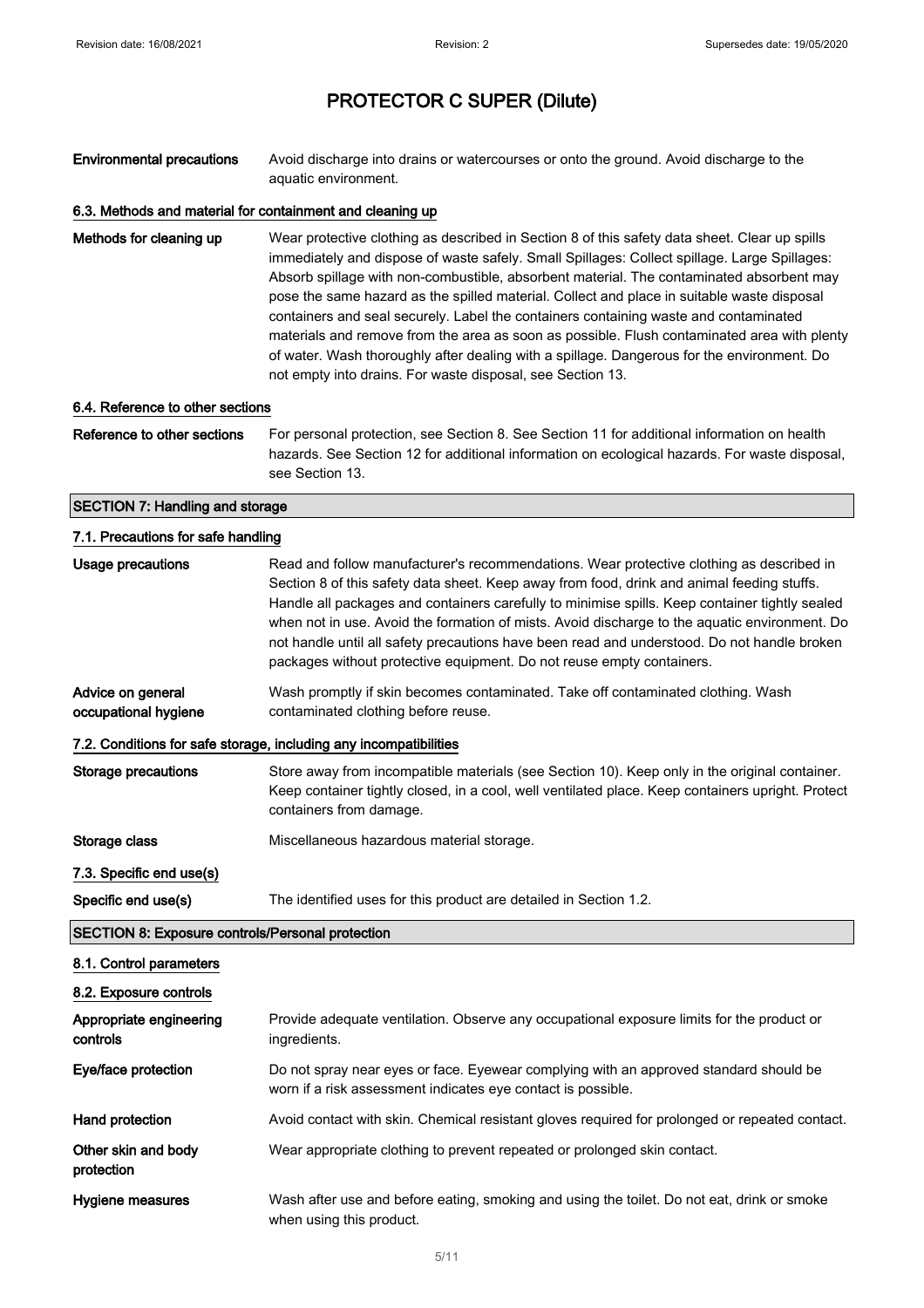# PROTECTOR C SUPER (Dilute)

**Environmental precautions** Avoid discharge into drains or watercourses or onto the ground. Avoid discharge to the aquatic environment.

### 6.3. Methods and material for containment and cleaning up

**Methods for cleaning up** Wear protective clothing as described in Section 8 of this safety data sheet. Clear up spills immediately and dispose of waste safely. Small Spillages: Collect spillage. Large Spillages: Absorb spillage with non-combustible, absorbent material. The contaminated absorbent may pose the same hazard as the spilled material. Collect and place in suitable waste disposal containers and seal securely. Label the containers containing waste and contaminated materials and remove from the area as soon as possible. Flush contaminated area with plenty of water. Wash thoroughly after dealing with a spillage. Dangerous for the environment. Do not empty into drains. For waste disposal, see Section 13.

### 6.4. Reference to other sections

**Reference to other sections** For personal protection, see Section 8. See Section 11 for additional information on health hazards. See Section 12 for additional information on ecological hazards. For waste disposal, see Section 13.

## SECTION 7: Handling and storage

### 7.1. Precautions for safe handling

**Usage precautions** Read and follow manufacturer's recommendations. Wear protective clothing as described in Section 8 of this safety data sheet. Keep away from food, drink and animal feeding stuffs. Handle all packages and containers carefully to minimise spills. Keep container tightly sealed when not in use. Avoid the formation of mists. Avoid discharge to the aquatic environment. Do not handle until all safety precautions have been read and understood. Do not handle broken packages without protective equipment. Do not reuse empty containers.

**Advice on general occupational hygiene** Wash promptly if skin becomes contaminated. Take off contaminated clothing. Wash contaminated clothing before reuse.

### 7.2. Conditions for safe storage, including any incompatibilities

**Storage precautions** Store away from incompatible materials (see Section 10). Keep only in the original container. Keep container tightly closed, in a cool, well ventilated place. Keep containers upright. Protect containers from damage.

**Storage class** Miscellaneous hazardous material storage.

### 7.3. Specific end use(s)

**Specific end use(s)** The identified uses for this product are detailed in Section 1.2.

## SECTION 8: Exposure controls/Personal protection

### 8.1. Control parameters

### 8.2. Exposure controls

**Appropriate engineering controls** Provide adequate ventilation. Observe any occupational exposure limits for the product or ingredients.

**Eye/face protection** Do not spray near eyes or face. Eyewear complying with an approved standard should be worn if a risk assessment indicates eye contact is possible.

**Hand protection** Avoid contact with skin. Chemical resistant gloves required for prolonged or repeated contact.

**Other skin and body protection** Wear appropriate clothing to prevent repeated or prolonged skin contact.

**Hygiene measures** Wash after use and before eating, smoking and using the toilet. Do not eat, drink or smoke when using this product.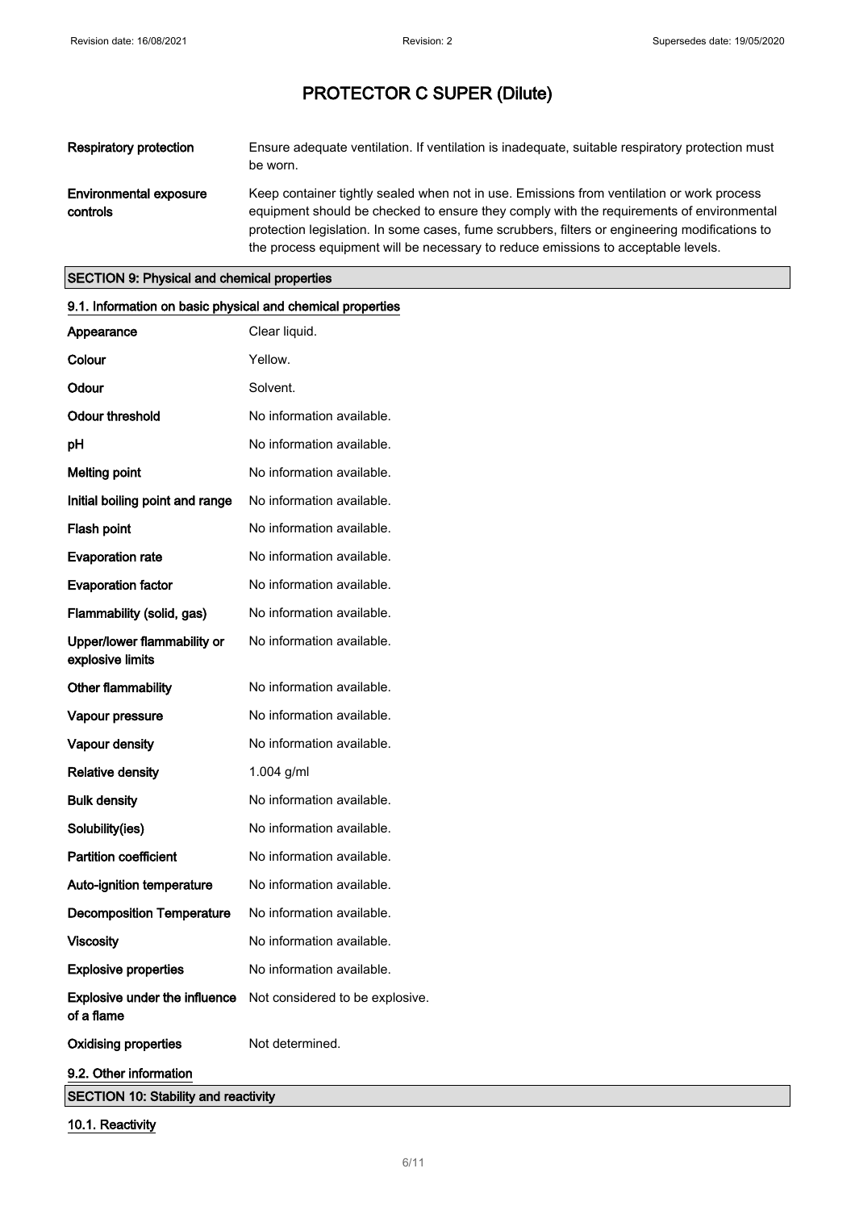| | |
|---|---|
| **Respiratory protection** | Ensure adequate ventilation. If ventilation is inadequate, suitable respiratory protection must be worn. |
| **Environmental exposure controls** | Keep container tightly sealed when not in use. Emissions from ventilation or work process equipment should be checked to ensure they comply with the requirements of environmental protection legislation. In some cases, fume scrubbers, filters or engineering modifications to the process equipment will be necessary to reduce emissions to acceptable levels. |

## SECTION 9: Physical and chemical properties

### 9.1. Information on basic physical and chemical properties

| | |
|---|---|
| **Appearance** | Clear liquid. |
| **Colour** | Yellow. |
| **Odour** | Solvent. |
| **Odour threshold** | No information available. |
| **pH** | No information available. |
| **Melting point** | No information available. |
| **Initial boiling point and range** | No information available. |
| **Flash point** | No information available. |
| **Evaporation rate** | No information available. |
| **Evaporation factor** | No information available. |
| **Flammability (solid, gas)** | No information available. |
| **Upper/lower flammability or explosive limits** | No information available. |
| **Other flammability** | No information available. |
| **Vapour pressure** | No information available. |
| **Vapour density** | No information available. |
| **Relative density** | 1.004 g/ml |
| **Bulk density** | No information available. |
| **Solubility(ies)** | No information available. |
| **Partition coefficient** | No information available. |
| **Auto-ignition temperature** | No information available. |
| **Decomposition Temperature** | No information available. |
| **Viscosity** | No information available. |
| **Explosive properties** | No information available. |
| **Explosive under the influence of a flame** | Not considered to be explosive. |
| **Oxidising properties** | Not determined. |

### 9.2. Other information

## SECTION 10: Stability and reactivity

### 10.1. Reactivity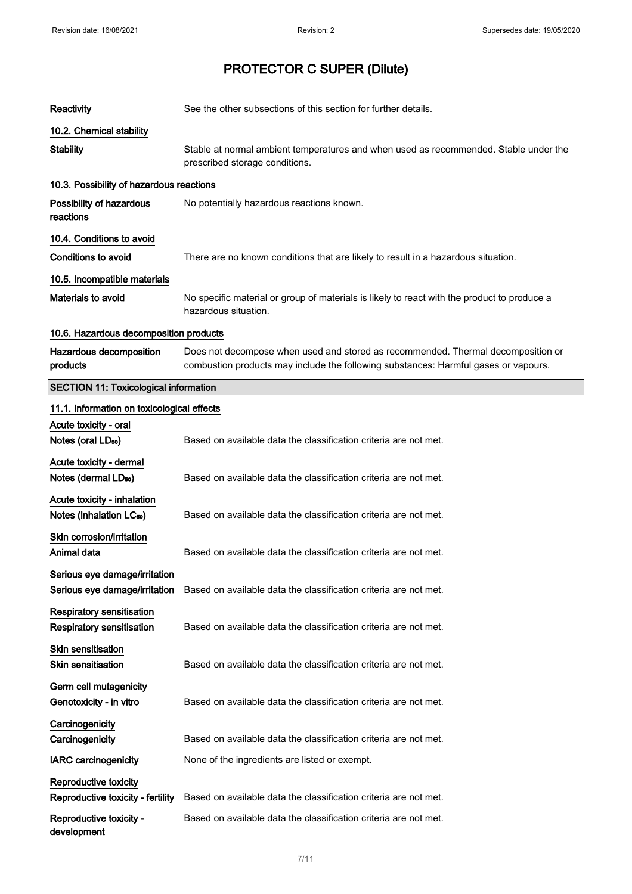# PROTECTOR C SUPER (Dilute)

| | |
|---|---|
| **Reactivity** | See the other subsections of this section for further details. |

### 10.2. Chemical stability

| | |
|---|---|
| **Stability** | Stable at normal ambient temperatures and when used as recommended. Stable under the prescribed storage conditions. |

### 10.3. Possibility of hazardous reactions

| | |
|---|---|
| **Possibility of hazardous reactions** | No potentially hazardous reactions known. |

### 10.4. Conditions to avoid

| | |
|---|---|
| **Conditions to avoid** | There are no known conditions that are likely to result in a hazardous situation. |

### 10.5. Incompatible materials

| | |
|---|---|
| **Materials to avoid** | No specific material or group of materials is likely to react with the product to produce a hazardous situation. |

### 10.6. Hazardous decomposition products

| | |
|---|---|
| **Hazardous decomposition products** | Does not decompose when used and stored as recommended. Thermal decomposition or combustion products may include the following substances: Harmful gases or vapours. |

## SECTION 11: Toxicological information

### 11.1. Information on toxicological effects

**Acute toxicity - oral**

| | |
|---|---|
| **Notes (oral $LD_{50}$)** | Based on available data the classification criteria are not met. |

**Acute toxicity - dermal**

| | |
|---|---|
| **Notes (dermal $LD_{50}$)** | Based on available data the classification criteria are not met. |

**Acute toxicity - inhalation**

| | |
|---|---|
| **Notes (inhalation $LC_{50}$)** | Based on available data the classification criteria are not met. |

**Skin corrosion/irritation**

| | |
|---|---|
| **Animal data** | Based on available data the classification criteria are not met. |

**Serious eye damage/irritation**

| | |
|---|---|
| **Serious eye damage/irritation** | Based on available data the classification criteria are not met. |

**Respiratory sensitisation**

| | |
|---|---|
| **Respiratory sensitisation** | Based on available data the classification criteria are not met. |

**Skin sensitisation**

| | |
|---|---|
| **Skin sensitisation** | Based on available data the classification criteria are not met. |

**Germ cell mutagenicity**

| | |
|---|---|
| **Genotoxicity - in vitro** | Based on available data the classification criteria are not met. |

**Carcinogenicity**

| | |
|---|---|
| **Carcinogenicity** | Based on available data the classification criteria are not met. |
| **IARC carcinogenicity** | None of the ingredients are listed or exempt. |

**Reproductive toxicity**

| | |
|---|---|
| **Reproductive toxicity - fertility** | Based on available data the classification criteria are not met. |
| **Reproductive toxicity - development** | Based on available data the classification criteria are not met. |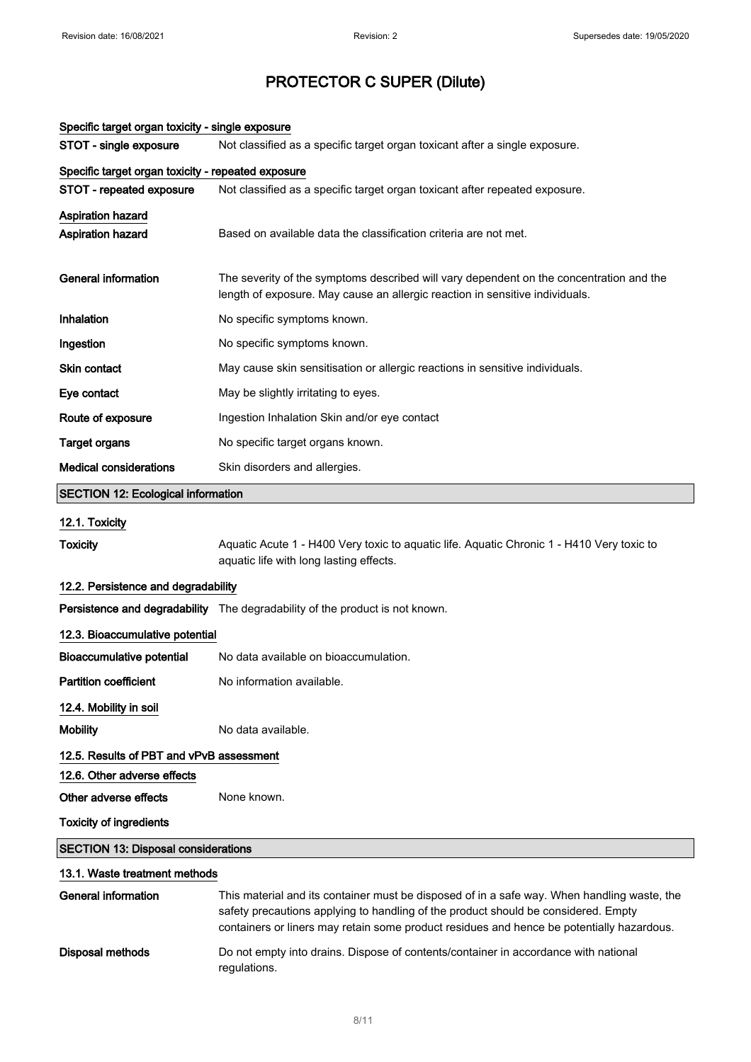# PROTECTOR C SUPER (Dilute)

**Specific target organ toxicity - single exposure**

| | |
|---|---|
| **STOT - single exposure** | Not classified as a specific target organ toxicant after a single exposure. |

**Specific target organ toxicity - repeated exposure**

| | |
|---|---|
| **STOT - repeated exposure** | Not classified as a specific target organ toxicant after repeated exposure. |

**Aspiration hazard**

| | |
|---|---|
| **Aspiration hazard** | Based on available data the classification criteria are not met. |
| **General information** | The severity of the symptoms described will vary dependent on the concentration and the length of exposure. May cause an allergic reaction in sensitive individuals. |
| **Inhalation** | No specific symptoms known. |
| **Ingestion** | No specific symptoms known. |
| **Skin contact** | May cause skin sensitisation or allergic reactions in sensitive individuals. |
| **Eye contact** | May be slightly irritating to eyes. |
| **Route of exposure** | Ingestion Inhalation Skin and/or eye contact |
| **Target organs** | No specific target organs known. |
| **Medical considerations** | Skin disorders and allergies. |

## SECTION 12: Ecological information

**12.1. Toxicity**

| | |
|---|---|
| **Toxicity** | Aquatic Acute 1 - H400 Very toxic to aquatic life. Aquatic Chronic 1 - H410 Very toxic to aquatic life with long lasting effects. |

**12.2. Persistence and degradability**

| | |
|---|---|
| **Persistence and degradability** | The degradability of the product is not known. |

**12.3. Bioaccumulative potential**

| | |
|---|---|
| **Bioaccumulative potential** | No data available on bioaccumulation. |
| **Partition coefficient** | No information available. |

**12.4. Mobility in soil**

| | |
|---|---|
| **Mobility** | No data available. |

**12.5. Results of PBT and vPvB assessment**

**12.6. Other adverse effects**

| | |
|---|---|
| **Other adverse effects** | None known. |

**Toxicity of ingredients**

## SECTION 13: Disposal considerations

**13.1. Waste treatment methods**

| | |
|---|---|
| **General information** | This material and its container must be disposed of in a safe way. When handling waste, the safety precautions applying to handling of the product should be considered. Empty containers or liners may retain some product residues and hence be potentially hazardous. |
| **Disposal methods** | Do not empty into drains. Dispose of contents/container in accordance with national regulations. |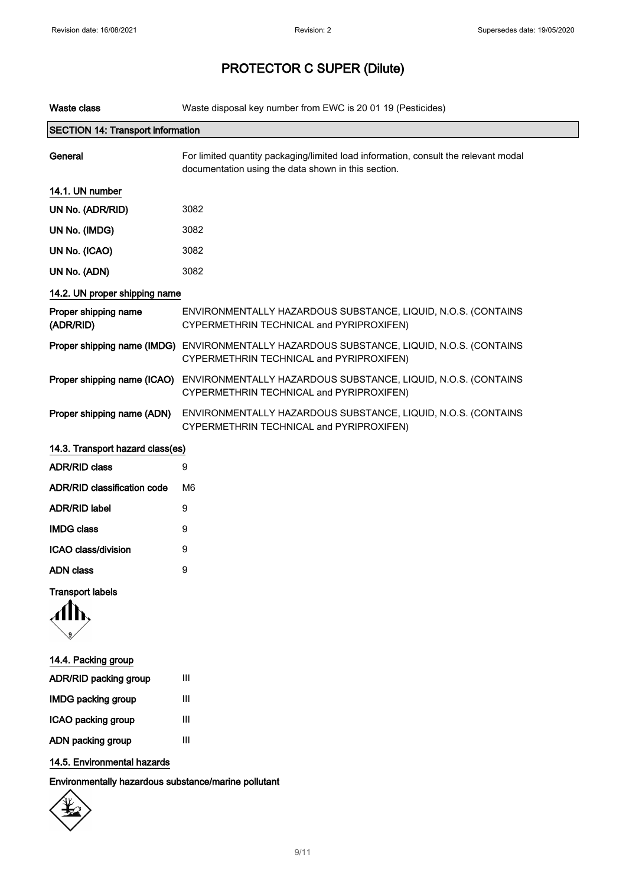# PROTECTOR C SUPER (Dilute)

**Waste class** Waste disposal key number from EWC is 20 01 19 (Pesticides)

## SECTION 14: Transport information

**General** For limited quantity packaging/limited load information, consult the relevant modal documentation using the data shown in this section.

### 14.1. UN number

| | |
|---|---|
| **UN No. (ADR/RID)** | 3082 |
| **UN No. (IMDG)** | 3082 |
| **UN No. (ICAO)** | 3082 |
| **UN No. (ADN)** | 3082 |

### 14.2. UN proper shipping name

| | |
|---|---|
| **Proper shipping name (ADR/RID)** | ENVIRONMENTALLY HAZARDOUS SUBSTANCE, LIQUID, N.O.S. (CONTAINS CYPERMETHRIN TECHNICAL and PYRIPROXIFEN) |
| **Proper shipping name (IMDG)** | ENVIRONMENTALLY HAZARDOUS SUBSTANCE, LIQUID, N.O.S. (CONTAINS CYPERMETHRIN TECHNICAL and PYRIPROXIFEN) |
| **Proper shipping name (ICAO)** | ENVIRONMENTALLY HAZARDOUS SUBSTANCE, LIQUID, N.O.S. (CONTAINS CYPERMETHRIN TECHNICAL and PYRIPROXIFEN) |
| **Proper shipping name (ADN)** | ENVIRONMENTALLY HAZARDOUS SUBSTANCE, LIQUID, N.O.S. (CONTAINS CYPERMETHRIN TECHNICAL and PYRIPROXIFEN) |

### 14.3. Transport hazard class(es)

| | |
|---|---|
| **ADR/RID class** | 9 |
| **ADR/RID classification code** | M6 |
| **ADR/RID label** | 9 |
| **IMDG class** | 9 |
| **ICAO class/division** | 9 |
| **ADN class** | 9 |

**Transport labels**

### 14.4. Packing group

| | |
|---|---|
| **ADR/RID packing group** | III |
| **IMDG packing group** | III |
| **ICAO packing group** | III |
| **ADN packing group** | III |

### 14.5. Environmental hazards

**Environmentally hazardous substance/marine pollutant**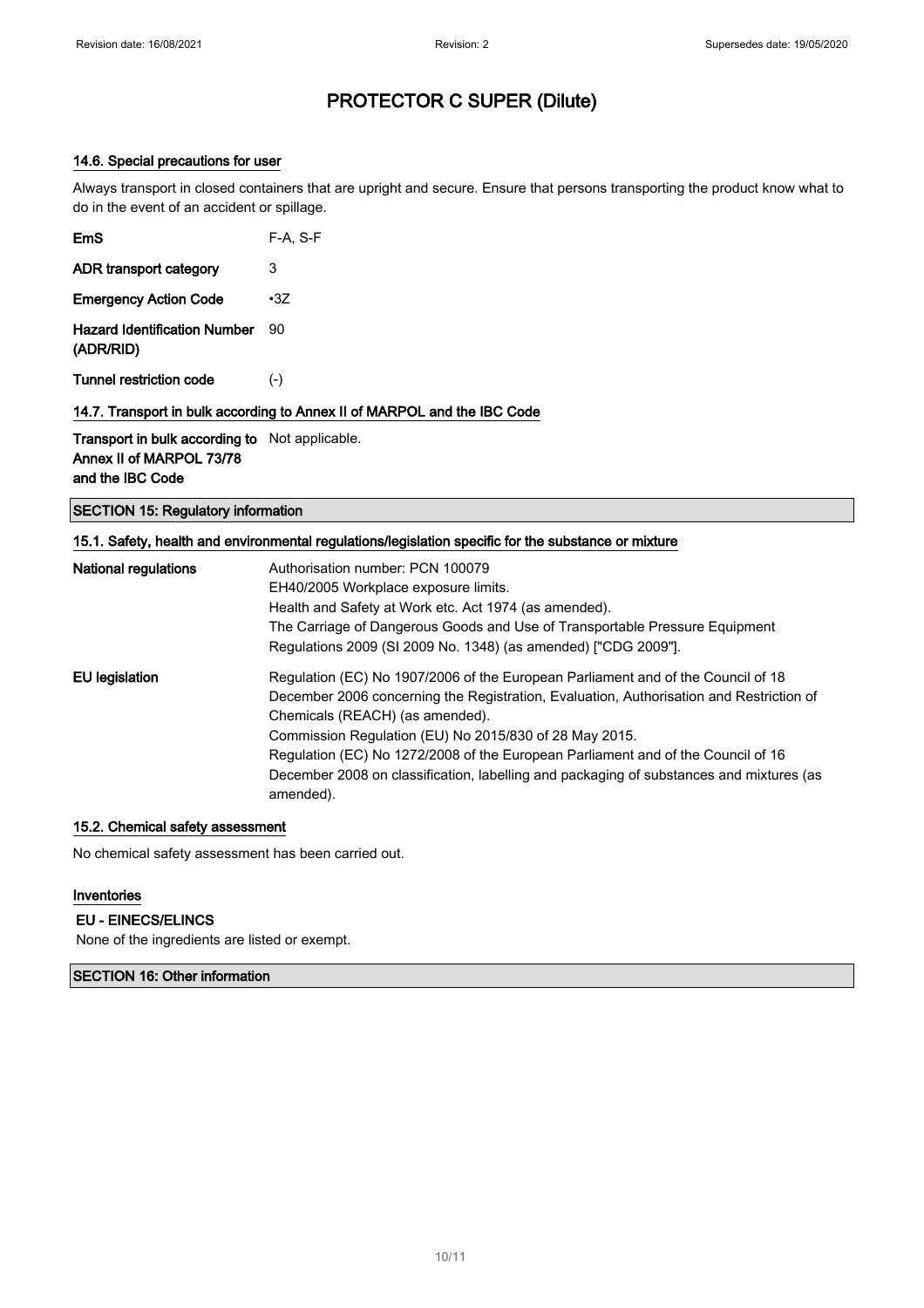# PROTECTOR C SUPER (Dilute)

### 14.6. Special precautions for user

Always transport in closed containers that are upright and secure. Ensure that persons transporting the product know what to do in the event of an accident or spillage.

| | |
|---|---|
| **EmS** | F-A, S-F |
| **ADR transport category** | 3 |
| **Emergency Action Code** | •3Z |
| **Hazard Identification Number (ADR/RID)** | 90 |
| **Tunnel restriction code** | (-) |

### 14.7. Transport in bulk according to Annex II of MARPOL and the IBC Code

| | |
|---|---|
| **Transport in bulk according to Annex II of MARPOL 73/78 and the IBC Code** | Not applicable. |

## SECTION 15: Regulatory information

### 15.1. Safety, health and environmental regulations/legislation specific for the substance or mixture

**National regulations**

Authorisation number: PCN 100079
EH40/2005 Workplace exposure limits.
Health and Safety at Work etc. Act 1974 (as amended).
The Carriage of Dangerous Goods and Use of Transportable Pressure Equipment Regulations 2009 (SI 2009 No. 1348) (as amended) ["CDG 2009"].

**EU legislation**

Regulation (EC) No 1907/2006 of the European Parliament and of the Council of 18 December 2006 concerning the Registration, Evaluation, Authorisation and Restriction of Chemicals (REACH) (as amended).
Commission Regulation (EU) No 2015/830 of 28 May 2015.
Regulation (EC) No 1272/2008 of the European Parliament and of the Council of 16 December 2008 on classification, labelling and packaging of substances and mixtures (as amended).

### 15.2. Chemical safety assessment

No chemical safety assessment has been carried out.

### Inventories

**EU - EINECS/ELINCS**

None of the ingredients are listed or exempt.

## SECTION 16: Other information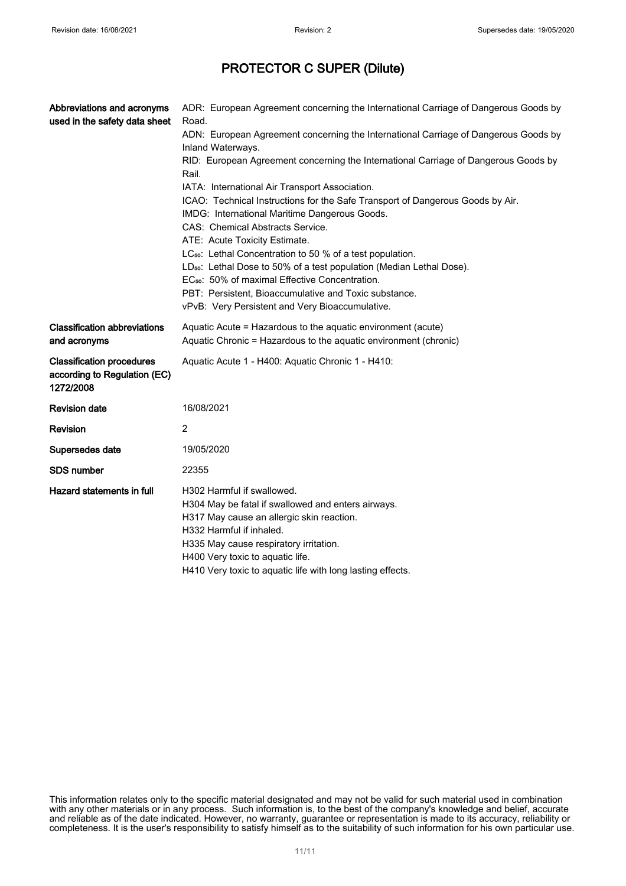# PROTECTOR C SUPER (Dilute)

| | |
|---|---|
| **Abbreviations and acronyms used in the safety data sheet** | ADR: European Agreement concerning the International Carriage of Dangerous Goods by Road.<br>ADN: European Agreement concerning the International Carriage of Dangerous Goods by Inland Waterways.<br>RID: European Agreement concerning the International Carriage of Dangerous Goods by Rail.<br>IATA: International Air Transport Association.<br>ICAO: Technical Instructions for the Safe Transport of Dangerous Goods by Air.<br>IMDG: International Maritime Dangerous Goods.<br>CAS: Chemical Abstracts Service.<br>ATE: Acute Toxicity Estimate.<br>$LC_{50}$: Lethal Concentration to 50 % of a test population.<br>$LD_{50}$: Lethal Dose to 50% of a test population (Median Lethal Dose).<br>$EC_{50}$: 50% of maximal Effective Concentration.<br>PBT: Persistent, Bioaccumulative and Toxic substance.<br>vPvB: Very Persistent and Very Bioaccumulative. |
| **Classification abbreviations and acronyms** | Aquatic Acute = Hazardous to the aquatic environment (acute)<br>Aquatic Chronic = Hazardous to the aquatic environment (chronic) |
| **Classification procedures according to Regulation (EC) 1272/2008** | Aquatic Acute 1 - H400: Aquatic Chronic 1 - H410: |
| **Revision date** | 16/08/2021 |
| **Revision** | 2 |
| **Supersedes date** | 19/05/2020 |
| **SDS number** | 22355 |
| **Hazard statements in full** | H302 Harmful if swallowed.<br>H304 May be fatal if swallowed and enters airways.<br>H317 May cause an allergic skin reaction.<br>H332 Harmful if inhaled.<br>H335 May cause respiratory irritation.<br>H400 Very toxic to aquatic life.<br>H410 Very toxic to aquatic life with long lasting effects. |

This information relates only to the specific material designated and may not be valid for such material used in combination with any other materials or in any process. Such information is, to the best of the company's knowledge and belief, accurate and reliable as of the date indicated. However, no warranty, guarantee or representation is made to its accuracy, reliability or completeness. It is the user's responsibility to satisfy himself as to the suitability of such information for his own particular use.